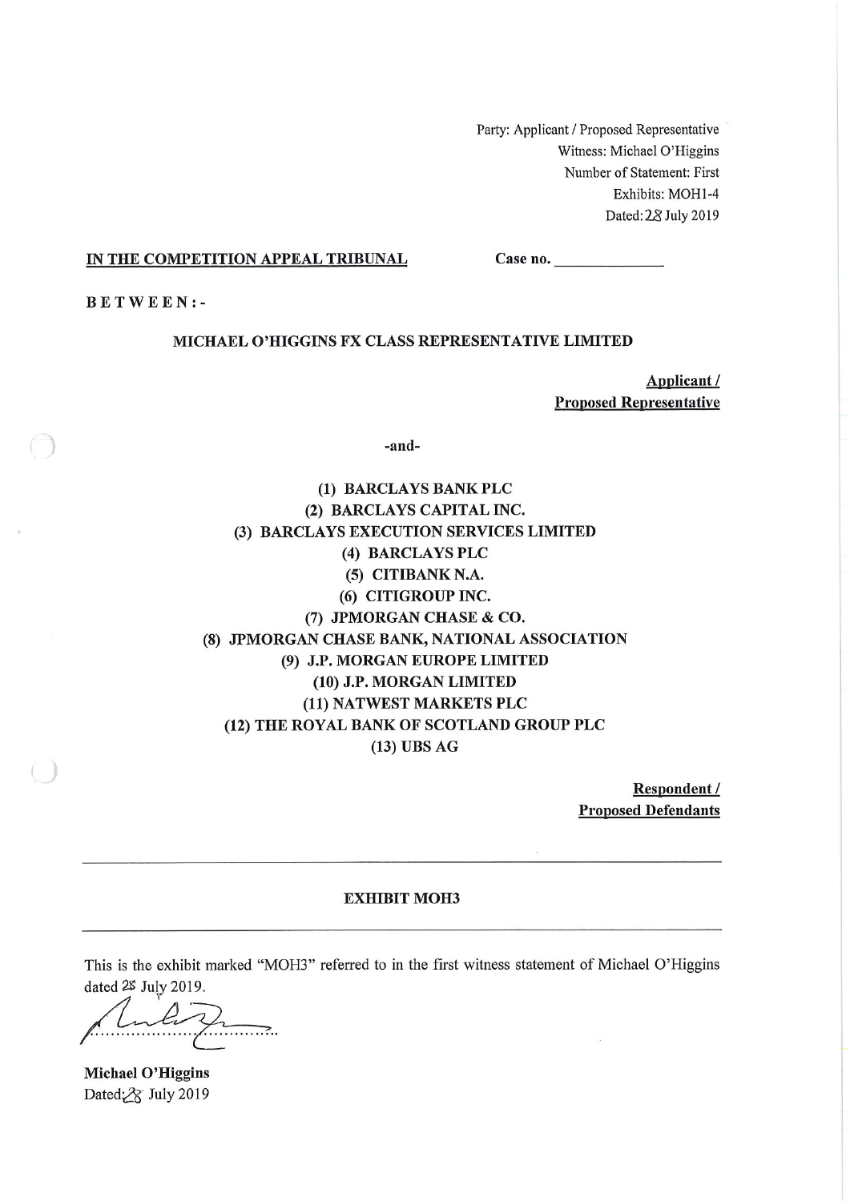Party: Applicant / Proposed Representative
Witness: Michael O'Higgins
Number of Statement: First
Exhibits: MOH1-4
Dated: 28 July 2019

**IN THE COMPETITION APPEAL TRIBUNAL** **Case no. \_\_\_\_\_\_\_\_\_\_\_\_**

**B E T W E E N : -**

**MICHAEL O'HIGGINS FX CLASS REPRESENTATIVE LIMITED**

**Applicant / Proposed Representative**

**-and-**

**(1) BARCLAYS BANK PLC**
**(2) BARCLAYS CAPITAL INC.**
**(3) BARCLAYS EXECUTION SERVICES LIMITED**
**(4) BARCLAYS PLC**
**(5) CITIBANK N.A.**
**(6) CITIGROUP INC.**
**(7) JPMORGAN CHASE & CO.**
**(8) JPMORGAN CHASE BANK, NATIONAL ASSOCIATION**
**(9) J.P. MORGAN EUROPE LIMITED**
**(10) J.P. MORGAN LIMITED**
**(11) NATWEST MARKETS PLC**
**(12) THE ROYAL BANK OF SCOTLAND GROUP PLC**
**(13) UBS AG**

**Respondent / Proposed Defendants**

---

**EXHIBIT MOH3**

---

This is the exhibit marked "MOH3" referred to in the first witness statement of Michael O'Higgins dated 28 July 2019.

..................................................

**Michael O'Higgins**
Dated: 28 July 2019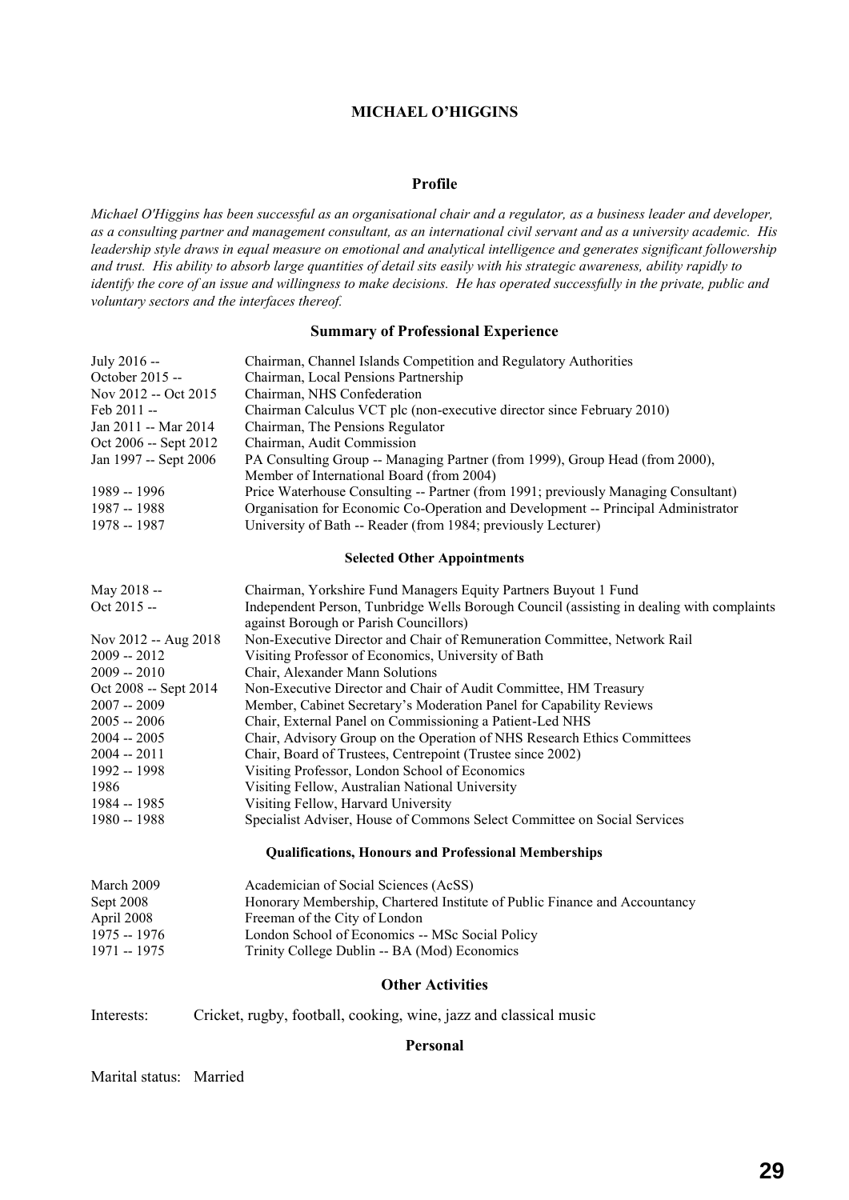# MICHAEL O'HIGGINS

## Profile

*Michael O'Higgins has been successful as an organisational chair and a regulator, as a business leader and developer, as a consulting partner and management consultant, as an international civil servant and as a university academic. His leadership style draws in equal measure on emotional and analytical intelligence and generates significant followership and trust. His ability to absorb large quantities of detail sits easily with his strategic awareness, ability rapidly to identify the core of an issue and willingness to make decisions. He has operated successfully in the private, public and voluntary sectors and the interfaces thereof.*

## Summary of Professional Experience

| | |
|---|---|
| July 2016 -- | Chairman, Channel Islands Competition and Regulatory Authorities |
| October 2015 -- | Chairman, Local Pensions Partnership |
| Nov 2012 -- Oct 2015 | Chairman, NHS Confederation |
| Feb 2011 -- | Chairman Calculus VCT plc (non-executive director since February 2010) |
| Jan 2011 -- Mar 2014 | Chairman, The Pensions Regulator |
| Oct 2006 -- Sept 2012 | Chairman, Audit Commission |
| Jan 1997 -- Sept 2006 | PA Consulting Group -- Managing Partner (from 1999), Group Head (from 2000), Member of International Board (from 2004) |
| 1989 -- 1996 | Price Waterhouse Consulting -- Partner (from 1991; previously Managing Consultant) |
| 1987 -- 1988 | Organisation for Economic Co-Operation and Development -- Principal Administrator |
| 1978 -- 1987 | University of Bath -- Reader (from 1984; previously Lecturer) |

### Selected Other Appointments

| | |
|---|---|
| May 2018 -- | Chairman, Yorkshire Fund Managers Equity Partners Buyout 1 Fund |
| Oct 2015 -- | Independent Person, Tunbridge Wells Borough Council (assisting in dealing with complaints against Borough or Parish Councillors) |
| Nov 2012 -- Aug 2018 | Non-Executive Director and Chair of Remuneration Committee, Network Rail |
| 2009 -- 2012 | Visiting Professor of Economics, University of Bath |
| 2009 -- 2010 | Chair, Alexander Mann Solutions |
| Oct 2008 -- Sept 2014 | Non-Executive Director and Chair of Audit Committee, HM Treasury |
| 2007 -- 2009 | Member, Cabinet Secretary's Moderation Panel for Capability Reviews |
| 2005 -- 2006 | Chair, External Panel on Commissioning a Patient-Led NHS |
| 2004 -- 2005 | Chair, Advisory Group on the Operation of NHS Research Ethics Committees |
| 2004 -- 2011 | Chair, Board of Trustees, Centrepoint (Trustee since 2002) |
| 1992 -- 1998 | Visiting Professor, London School of Economics |
| 1986 | Visiting Fellow, Australian National University |
| 1984 -- 1985 | Visiting Fellow, Harvard University |
| 1980 -- 1988 | Specialist Adviser, House of Commons Select Committee on Social Services |

### Qualifications, Honours and Professional Memberships

| | |
|---|---|
| March 2009 | Academician of Social Sciences (AcSS) |
| Sept 2008 | Honorary Membership, Chartered Institute of Public Finance and Accountancy |
| April 2008 | Freeman of the City of London |
| 1975 -- 1976 | London School of Economics -- MSc Social Policy |
| 1971 -- 1975 | Trinity College Dublin -- BA (Mod) Economics |

## Other Activities

Interests: Cricket, rugby, football, cooking, wine, jazz and classical music

### Personal

Marital status: Married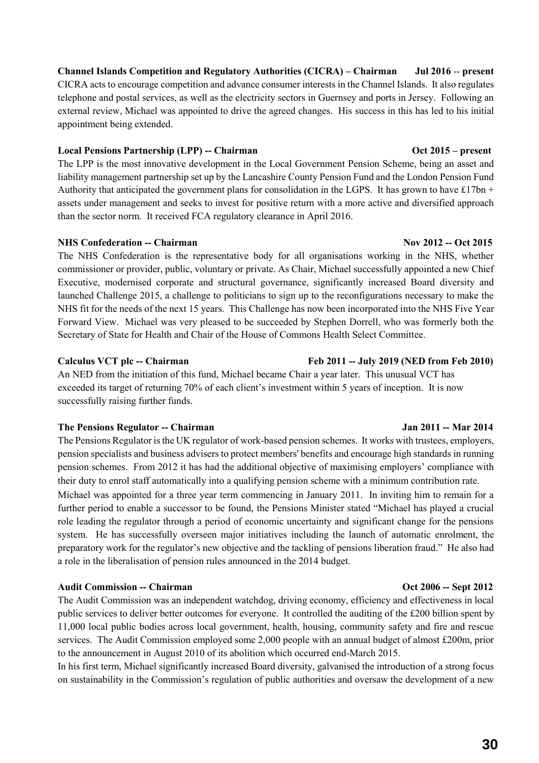**Channel Islands Competition and Regulatory Authorities (CICRA) – Chairman Jul 2016 -- present**

CICRA acts to encourage competition and advance consumer interests in the Channel Islands. It also regulates telephone and postal services, as well as the electricity sectors in Guernsey and ports in Jersey. Following an external review, Michael was appointed to drive the agreed changes. His success in this has led to his initial appointment being extended.

**Local Pensions Partnership (LPP) -- Chairman Oct 2015 – present**

The LPP is the most innovative development in the Local Government Pension Scheme, being an asset and liability management partnership set up by the Lancashire County Pension Fund and the London Pension Fund Authority that anticipated the government plans for consolidation in the LGPS. It has grown to have £17bn + assets under management and seeks to invest for positive return with a more active and diversified approach than the sector norm. It received FCA regulatory clearance in April 2016.

**NHS Confederation -- Chairman Nov 2012 -- Oct 2015**

The NHS Confederation is the representative body for all organisations working in the NHS, whether commissioner or provider, public, voluntary or private. As Chair, Michael successfully appointed a new Chief Executive, modernised corporate and structural governance, significantly increased Board diversity and launched Challenge 2015, a challenge to politicians to sign up to the reconfigurations necessary to make the NHS fit for the needs of the next 15 years. This Challenge has now been incorporated into the NHS Five Year Forward View. Michael was very pleased to be succeeded by Stephen Dorrell, who was formerly both the Secretary of State for Health and Chair of the House of Commons Health Select Committee.

**Calculus VCT plc -- Chairman Feb 2011 -- July 2019 (NED from Feb 2010)**

An NED from the initiation of this fund, Michael became Chair a year later. This unusual VCT has exceeded its target of returning 70% of each client's investment within 5 years of inception. It is now successfully raising further funds.

**The Pensions Regulator -- Chairman Jan 2011 -- Mar 2014**

The Pensions Regulator is the UK regulator of work-based pension schemes. It works with trustees, employers, pension specialists and business advisers to protect members' benefits and encourage high standards in running pension schemes. From 2012 it has had the additional objective of maximising employers' compliance with their duty to enrol staff automatically into a qualifying pension scheme with a minimum contribution rate.

Michael was appointed for a three year term commencing in January 2011. In inviting him to remain for a further period to enable a successor to be found, the Pensions Minister stated "Michael has played a crucial role leading the regulator through a period of economic uncertainty and significant change for the pensions system. He has successfully overseen major initiatives including the launch of automatic enrolment, the preparatory work for the regulator's new objective and the tackling of pensions liberation fraud." He also had a role in the liberalisation of pension rules announced in the 2014 budget.

**Audit Commission -- Chairman Oct 2006 -- Sept 2012**

The Audit Commission was an independent watchdog, driving economy, efficiency and effectiveness in local public services to deliver better outcomes for everyone. It controlled the auditing of the £200 billion spent by 11,000 local public bodies across local government, health, housing, community safety and fire and rescue services. The Audit Commission employed some 2,000 people with an annual budget of almost £200m, prior to the announcement in August 2010 of its abolition which occurred end-March 2015.

In his first term, Michael significantly increased Board diversity, galvanised the introduction of a strong focus on sustainability in the Commission's regulation of public authorities and oversaw the development of a new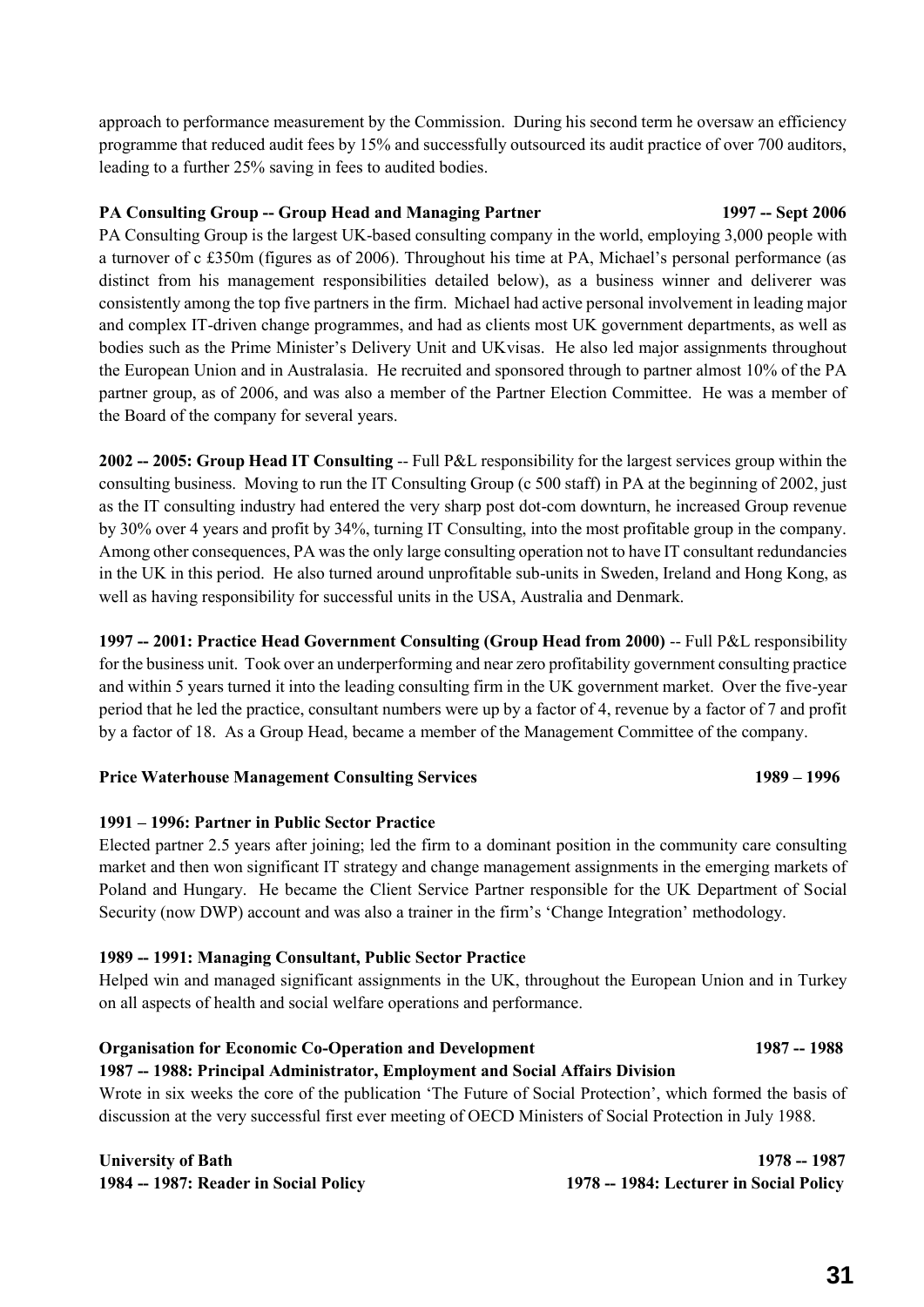approach to performance measurement by the Commission. During his second term he oversaw an efficiency programme that reduced audit fees by 15% and successfully outsourced its audit practice of over 700 auditors, leading to a further 25% saving in fees to audited bodies.

**PA Consulting Group -- Group Head and Managing Partner** **1997 -- Sept 2006**

PA Consulting Group is the largest UK-based consulting company in the world, employing 3,000 people with a turnover of c £350m (figures as of 2006). Throughout his time at PA, Michael's personal performance (as distinct from his management responsibilities detailed below), as a business winner and deliverer was consistently among the top five partners in the firm. Michael had active personal involvement in leading major and complex IT-driven change programmes, and had as clients most UK government departments, as well as bodies such as the Prime Minister's Delivery Unit and UKvisas. He also led major assignments throughout the European Union and in Australasia. He recruited and sponsored through to partner almost 10% of the PA partner group, as of 2006, and was also a member of the Partner Election Committee. He was a member of the Board of the company for several years.

**2002 -- 2005: Group Head IT Consulting** -- Full P&L responsibility for the largest services group within the consulting business. Moving to run the IT Consulting Group (c 500 staff) in PA at the beginning of 2002, just as the IT consulting industry had entered the very sharp post dot-com downturn, he increased Group revenue by 30% over 4 years and profit by 34%, turning IT Consulting, into the most profitable group in the company. Among other consequences, PA was the only large consulting operation not to have IT consultant redundancies in the UK in this period. He also turned around unprofitable sub-units in Sweden, Ireland and Hong Kong, as well as having responsibility for successful units in the USA, Australia and Denmark.

**1997 -- 2001: Practice Head Government Consulting (Group Head from 2000)** -- Full P&L responsibility for the business unit. Took over an underperforming and near zero profitability government consulting practice and within 5 years turned it into the leading consulting firm in the UK government market. Over the five-year period that he led the practice, consultant numbers were up by a factor of 4, revenue by a factor of 7 and profit by a factor of 18. As a Group Head, became a member of the Management Committee of the company.

**Price Waterhouse Management Consulting Services** **1989 – 1996**

**1991 – 1996: Partner in Public Sector Practice**

Elected partner 2.5 years after joining; led the firm to a dominant position in the community care consulting market and then won significant IT strategy and change management assignments in the emerging markets of Poland and Hungary. He became the Client Service Partner responsible for the UK Department of Social Security (now DWP) account and was also a trainer in the firm's 'Change Integration' methodology.

**1989 -- 1991: Managing Consultant, Public Sector Practice**

Helped win and managed significant assignments in the UK, throughout the European Union and in Turkey on all aspects of health and social welfare operations and performance.

**Organisation for Economic Co-Operation and Development** **1987 -- 1988**

**1987 -- 1988: Principal Administrator, Employment and Social Affairs Division**

Wrote in six weeks the core of the publication 'The Future of Social Protection', which formed the basis of discussion at the very successful first ever meeting of OECD Ministers of Social Protection in July 1988.

**University of Bath** **1978 -- 1987**

**1984 -- 1987: Reader in Social Policy** **1978 -- 1984: Lecturer in Social Policy**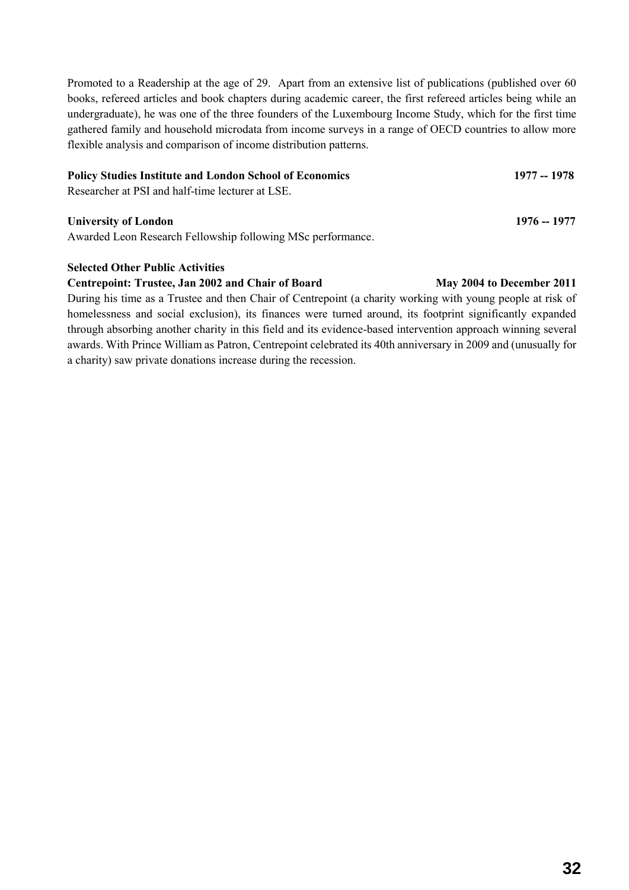Promoted to a Readership at the age of 29. Apart from an extensive list of publications (published over 60 books, refereed articles and book chapters during academic career, the first refereed articles being while an undergraduate), he was one of the three founders of the Luxembourg Income Study, which for the first time gathered family and household microdata from income surveys in a range of OECD countries to allow more flexible analysis and comparison of income distribution patterns.

**Policy Studies Institute and London School of Economics** **1977 -- 1978**

Researcher at PSI and half-time lecturer at LSE.

**University of London** **1976 -- 1977**

Awarded Leon Research Fellowship following MSc performance.

**Selected Other Public Activities**

**Centrepoint: Trustee, Jan 2002 and Chair of Board** **May 2004 to December 2011**

During his time as a Trustee and then Chair of Centrepoint (a charity working with young people at risk of homelessness and social exclusion), its finances were turned around, its footprint significantly expanded through absorbing another charity in this field and its evidence-based intervention approach winning several awards. With Prince William as Patron, Centrepoint celebrated its 40th anniversary in 2009 and (unusually for a charity) saw private donations increase during the recession.